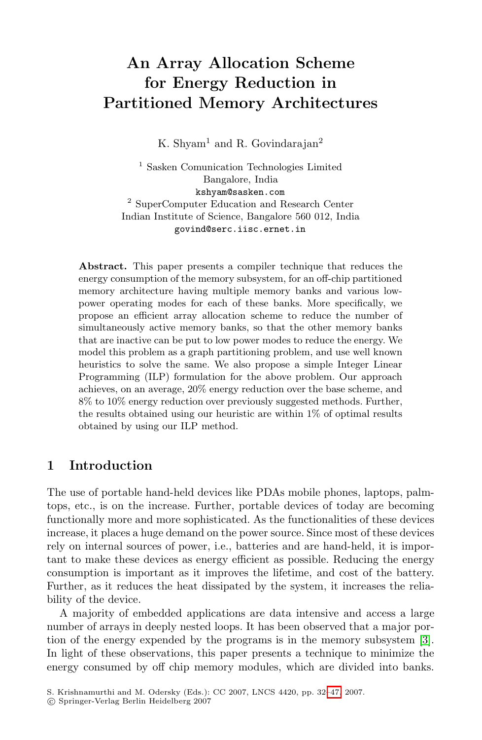# An Array Allocation Scheme for Energy Reduction in Partitioned Memory Architectures

K. Shyam[1] and R. Govindarajan[2]

[1] Sasken Comunication Technologies Limited
Bangalore, India
kshyam@sasken.com

[2] SuperComputer Education and Research Center
Indian Institute of Science, Bangalore 560 012, India
govind@serc.iisc.ernet.in

**Abstract.** This paper presents a compiler technique that reduces the energy consumption of the memory subsystem, for an off-chip partitioned memory architecture having multiple memory banks and various low-power operating modes for each of these banks. More specifically, we propose an efficient array allocation scheme to reduce the number of simultaneously active memory banks, so that the other memory banks that are inactive can be put to low power modes to reduce the energy. We model this problem as a graph partitioning problem, and use well known heuristics to solve the same. We also propose a simple Integer Linear Programming (ILP) formulation for the above problem. Our approach achieves, on an average, 20% energy reduction over the base scheme, and 8% to 10% energy reduction over previously suggested methods. Further, the results obtained using our heuristic are within 1% of optimal results obtained by using our ILP method.

## 1 Introduction

The use of portable hand-held devices like PDAs mobile phones, laptops, palmtops, etc., is on the increase. Further, portable devices of today are becoming functionally more and more sophisticated. As the functionalities of these devices increase, it places a huge demand on the power source. Since most of these devices rely on internal sources of power, i.e., batteries and are hand-held, it is important to make these devices as energy efficient as possible. Reducing the energy consumption is important as it improves the lifetime, and cost of the battery. Further, as it reduces the heat dissipated by the system, it increases the reliability of the device.

A majority of embedded applications are data intensive and access a large number of arrays in deeply nested loops. It has been observed that a major portion of the energy expended by the programs is in the memory subsystem [3]. In light of these observations, this paper presents a technique to minimize the energy consumed by off chip memory modules, which are divided into banks.

S. Krishnamurthi and M. Odersky (Eds.): CC 2007, LNCS 4420, pp. 32–47, 2007.
© Springer-Verlag Berlin Heidelberg 2007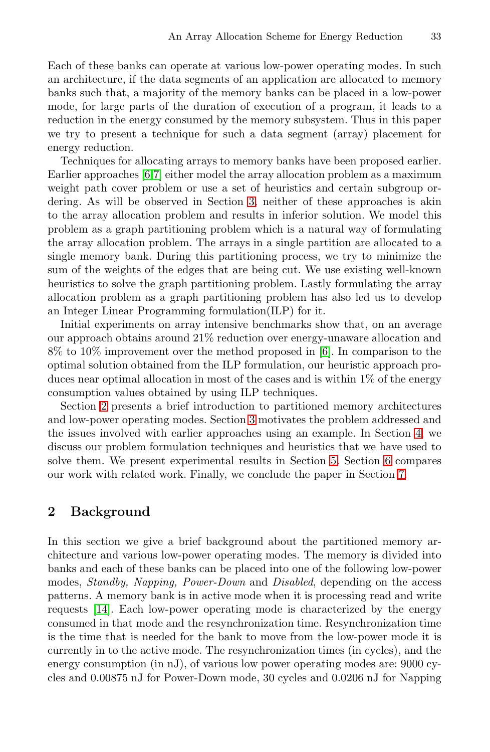Each of these banks can operate at various low-power operating modes. In such an architecture, if the data segments of an application are allocated to memory banks such that, a majority of the memory banks can be placed in a low-power mode, for large parts of the duration of execution of a program, it leads to a reduction in the energy consumed by the memory subsystem. Thus in this paper we try to present a technique for such a data segment (array) placement for energy reduction.

Techniques for allocating arrays to memory banks have been proposed earlier. Earlier approaches [6,7] either model the array allocation problem as a maximum weight path cover problem or use a set of heuristics and certain subgroup ordering. As will be observed in Section 3, neither of these approaches is akin to the array allocation problem and results in inferior solution. We model this problem as a graph partitioning problem which is a natural way of formulating the array allocation problem. The arrays in a single partition are allocated to a single memory bank. During this partitioning process, we try to minimize the sum of the weights of the edges that are being cut. We use existing well-known heuristics to solve the graph partitioning problem. Lastly formulating the array allocation problem as a graph partitioning problem has also led us to develop an Integer Linear Programming formulation(ILP) for it.

Initial experiments on array intensive benchmarks show that, on an average our approach obtains around 21% reduction over energy-unaware allocation and 8% to 10% improvement over the method proposed in [6]. In comparison to the optimal solution obtained from the ILP formulation, our heuristic approach produces near optimal allocation in most of the cases and is within 1% of the energy consumption values obtained by using ILP techniques.

Section 2 presents a brief introduction to partitioned memory architectures and low-power operating modes. Section 3 motivates the problem addressed and the issues involved with earlier approaches using an example. In Section 4, we discuss our problem formulation techniques and heuristics that we have used to solve them. We present experimental results in Section 5. Section 6 compares our work with related work. Finally, we conclude the paper in Section 7.

## 2 Background

In this section we give a brief background about the partitioned memory architecture and various low-power operating modes. The memory is divided into banks and each of these banks can be placed into one of the following low-power modes, *Standby, Napping, Power-Down* and *Disabled*, depending on the access patterns. A memory bank is in active mode when it is processing read and write requests [14]. Each low-power operating mode is characterized by the energy consumed in that mode and the resynchronization time. Resynchronization time is the time that is needed for the bank to move from the low-power mode it is currently in to the active mode. The resynchronization times (in cycles), and the energy consumption (in nJ), of various low power operating modes are: 9000 cycles and 0.00875 nJ for Power-Down mode, 30 cycles and 0.0206 nJ for Napping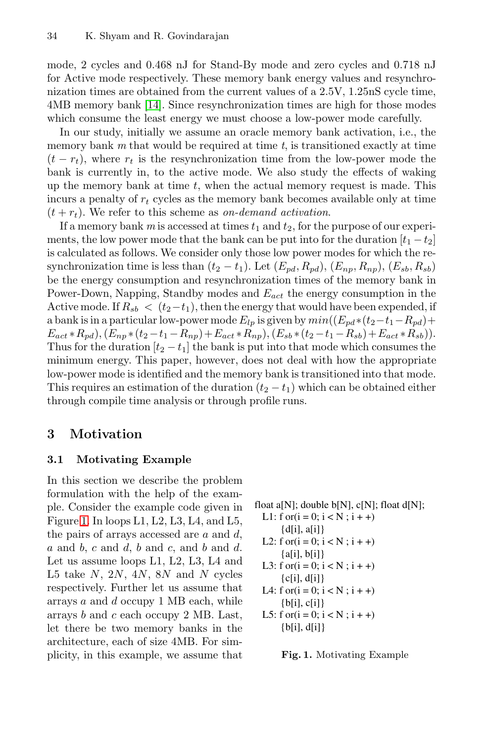mode, 2 cycles and 0.468 nJ for Stand-By mode and zero cycles and 0.718 nJ for Active mode respectively. These memory bank energy values and resynchronization times are obtained from the current values of a 2.5V, 1.25nS cycle time, 4MB memory bank [14]. Since resynchronization times are high for those modes which consume the least energy we must choose a low-power mode carefully.

In our study, initially we assume an oracle memory bank activation, i.e., the memory bank $m$ that would be required at time $t$, is transitioned exactly at time $(t - r_t)$, where $r_t$ is the resynchronization time from the low-power mode the bank is currently in, to the active mode. We also study the effects of waking up the memory bank at time $t$, when the actual memory request is made. This incurs a penalty of $r_t$ cycles as the memory bank becomes available only at time $(t + r_t)$. We refer to this scheme as *on-demand activation*.

If a memory bank $m$ is accessed at times $t_1$ and $t_2$, for the purpose of our experiments, the low power mode that the bank can be put into for the duration $[t_1 - t_2]$ is calculated as follows. We consider only those low power modes for which the resynchronization time is less than $(t_2 - t_1)$. Let $(E_{pd}, R_{pd})$, $(E_{np}, R_{np})$, $(E_{sb}, R_{sb})$ be the energy consumption and resynchronization times of the memory bank in Power-Down, Napping, Standby modes and $E_{act}$ the energy consumption in the Active mode. If $R_{sb} < (t_2 - t_1)$, then the energy that would have been expended, if a bank is in a particular low-power mode $E_{lp}$ is given by $min((E_{pd} * (t_2 - t_1 - R_{pd}) + E_{act} * R_{pd}), (E_{np} * (t_2 - t_1 - R_{np}) + E_{act} * R_{np}), (E_{sb} * (t_2 - t_1 - R_{sb}) + E_{act} * R_{sb}))$. Thus for the duration $[t_2 - t_1]$ the bank is put into that mode which consumes the minimum energy. This paper, however, does not deal with how the appropriate low-power mode is identified and the memory bank is transitioned into that mode. This requires an estimation of the duration $(t_2 - t_1)$ which can be obtained either through compile time analysis or through profile runs.

## 3 Motivation

### 3.1 Motivating Example

In this section we describe the problem formulation with the help of the example. Consider the example code given in Figure 1. In loops L1, L2, L3, L4, and L5, the pairs of arrays accessed are $a$ and $d$, $a$ and $b$, $c$ and $d$, $b$ and $c$, and $b$ and $d$. Let us assume loops L1, L2, L3, L4 and L5 take $N$, $2N$, $4N$, $8N$ and $N$ cycles respectively. Further let us assume that arrays $a$ and $d$ occupy 1 MB each, while arrays $b$ and $c$ each occupy 2 MB. Last, let there be two memory banks in the architecture, each of size 4MB. For simplicity, in this example, we assume that

```
float a[N]; double b[N], c[N]; float d[N];
  L1: f or(i = 0; i < N ; i + +)
        {d[i], a[i]}
  L2: f or(i = 0; i < N ; i + +)
        {a[i], b[i]}
  L3: f or(i = 0; i < N ; i + +)
        {c[i], d[i]}
  L4: f or(i = 0; i < N ; i + +)
        {b[i], c[i]}
  L5: f or(i = 0; i < N ; i + +)
        {b[i], d[i]}
```

**Fig. 1.** Motivating Example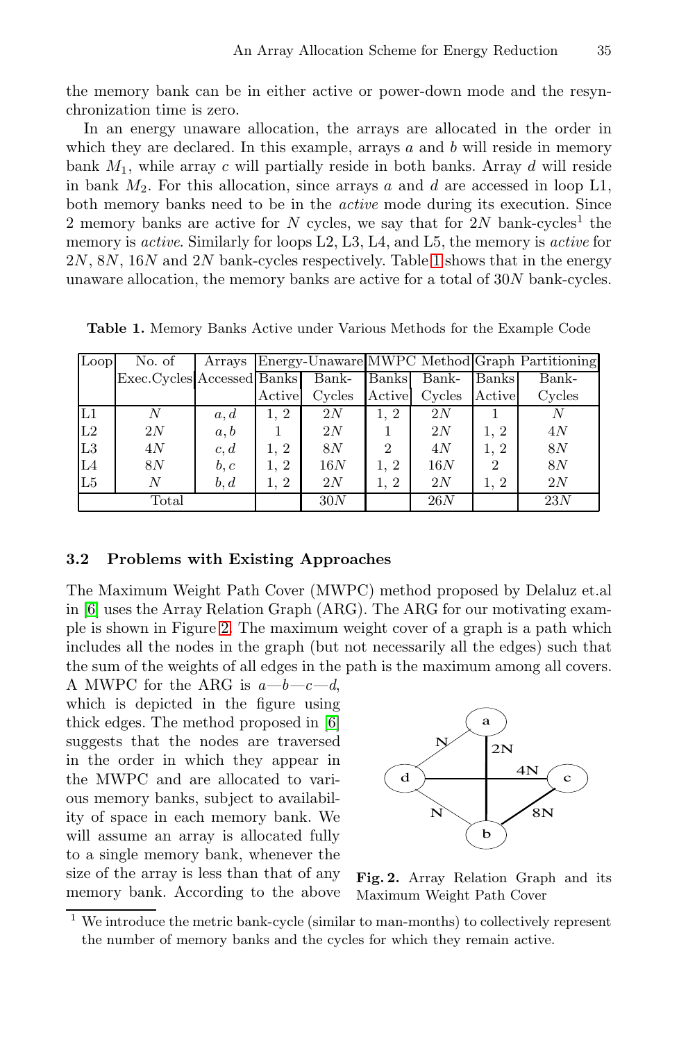the memory bank can be in either active or power-down mode and the resynchronization time is zero.

In an energy unaware allocation, the arrays are allocated in the order in which they are declared. In this example, arrays $a$ and $b$ will reside in memory bank $M_1$, while array $c$ will partially reside in both banks. Array $d$ will reside in bank $M_2$. For this allocation, since arrays $a$ and $d$ are accessed in loop L1, both memory banks need to be in the *active* mode during its execution. Since 2 memory banks are active for $N$ cycles, we say that for $2N$ bank-cycles[1] the memory is *active*. Similarly for loops L2, L3, L4, and L5, the memory is *active* for $2N$, $8N$, $16N$ and $2N$ bank-cycles respectively. Table 1 shows that in the energy unaware allocation, the memory banks are active for a total of $30N$ bank-cycles.

**Table 1.** Memory Banks Active under Various Methods for the Example Code

| Loop | No. of Exec.Cycles | Arrays Accessed | Energy-Unaware | | MWPC Method | | Graph Partitioning | |
|---|---|---|---|---|---|---|---|---|
| | | | Banks Active | Bank-Cycles | Banks Active | Bank-Cycles | Banks Active | Bank-Cycles |
| L1 | $N$ | $a, d$ | 1, 2 | $2N$ | 1, 2 | $2N$ | 1 | $N$ |
| L2 | $2N$ | $a, b$ | 1 | $2N$ | 1 | $2N$ | 1, 2 | $4N$ |
| L3 | $4N$ | $c, d$ | 1, 2 | $8N$ | 2 | $4N$ | 1, 2 | $8N$ |
| L4 | $8N$ | $b, c$ | 1, 2 | $16N$ | 1, 2 | $16N$ | 2 | $8N$ |
| L5 | $N$ | $b, d$ | 1, 2 | $2N$ | 1, 2 | $2N$ | 1, 2 | $2N$ |
| Total | | | | $30N$ | | $26N$ | | $23N$ |

### 3.2 Problems with Existing Approaches

The Maximum Weight Path Cover (MWPC) method proposed by Delaluz et.al in [6] uses the Array Relation Graph (ARG). The ARG for our motivating example is shown in Figure 2. The maximum weight cover of a graph is a path which includes all the nodes in the graph (but not necessarily all the edges) such that the sum of the weights of all edges in the path is the maximum among all covers. A MWPC for the ARG is $a$—$b$—$c$—$d$, which is depicted in the figure using thick edges. The method proposed in [6] suggests that the nodes are traversed in the order in which they appear in the MWPC and are allocated to various memory banks, subject to availability of space in each memory bank. We will assume an array is allocated fully to a single memory bank, whenever the size of the array is less than that of any memory bank. According to the above

**Fig. 2.** Array Relation Graph and its Maximum Weight Path Cover

[1] We introduce the metric bank-cycle (similar to man-months) to collectively represent the number of memory banks and the cycles for which they remain active.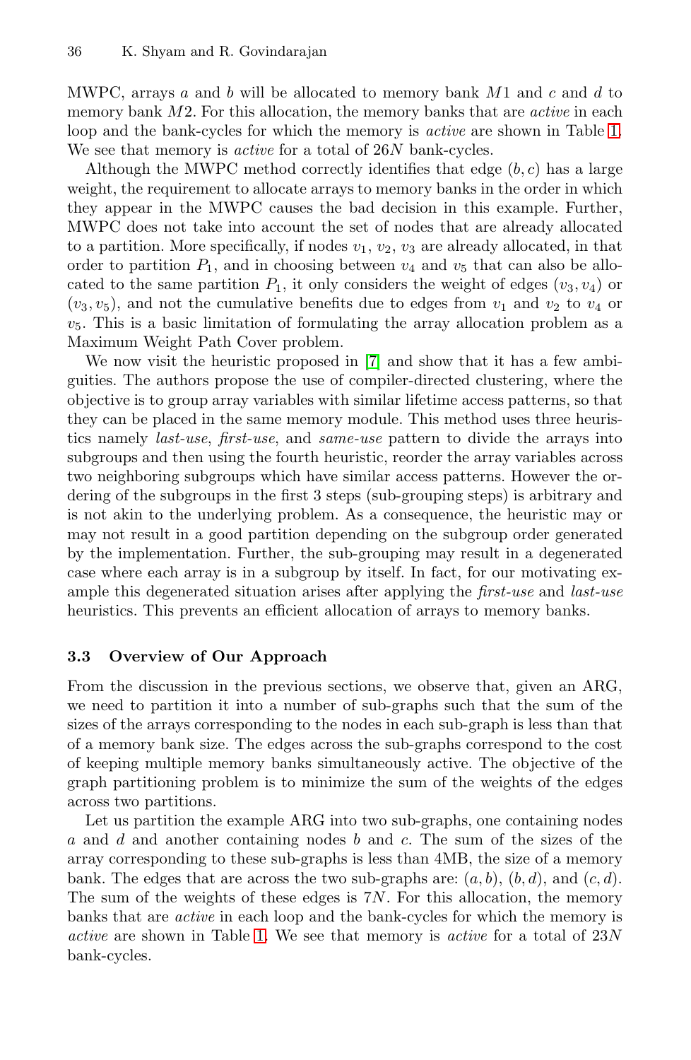MWPC, arrays $a$ and $b$ will be allocated to memory bank $M1$ and $c$ and $d$ to memory bank $M2$. For this allocation, the memory banks that are *active* in each loop and the bank-cycles for which the memory is *active* are shown in Table 1. We see that memory is *active* for a total of $26N$ bank-cycles.

Although the MWPC method correctly identifies that edge $(b, c)$ has a large weight, the requirement to allocate arrays to memory banks in the order in which they appear in the MWPC causes the bad decision in this example. Further, MWPC does not take into account the set of nodes that are already allocated to a partition. More specifically, if nodes $v_1$, $v_2$, $v_3$ are already allocated, in that order to partition $P_1$, and in choosing between $v_4$ and $v_5$ that can also be allocated to the same partition $P_1$, it only considers the weight of edges $(v_3, v_4)$ or $(v_3, v_5)$, and not the cumulative benefits due to edges from $v_1$ and $v_2$ to $v_4$ or $v_5$. This is a basic limitation of formulating the array allocation problem as a Maximum Weight Path Cover problem.

We now visit the heuristic proposed in [7] and show that it has a few ambiguities. The authors propose the use of compiler-directed clustering, where the objective is to group array variables with similar lifetime access patterns, so that they can be placed in the same memory module. This method uses three heuristics namely *last-use*, *first-use*, and *same-use* pattern to divide the arrays into subgroups and then using the fourth heuristic, reorder the array variables across two neighboring subgroups which have similar access patterns. However the ordering of the subgroups in the first 3 steps (sub-grouping steps) is arbitrary and is not akin to the underlying problem. As a consequence, the heuristic may or may not result in a good partition depending on the subgroup order generated by the implementation. Further, the sub-grouping may result in a degenerated case where each array is in a subgroup by itself. In fact, for our motivating example this degenerated situation arises after applying the *first-use* and *last-use* heuristics. This prevents an efficient allocation of arrays to memory banks.

### 3.3 Overview of Our Approach

From the discussion in the previous sections, we observe that, given an ARG, we need to partition it into a number of sub-graphs such that the sum of the sizes of the arrays corresponding to the nodes in each sub-graph is less than that of a memory bank size. The edges across the sub-graphs correspond to the cost of keeping multiple memory banks simultaneously active. The objective of the graph partitioning problem is to minimize the sum of the weights of the edges across two partitions.

Let us partition the example ARG into two sub-graphs, one containing nodes $a$ and $d$ and another containing nodes $b$ and $c$. The sum of the sizes of the array corresponding to these sub-graphs is less than 4MB, the size of a memory bank. The edges that are across the two sub-graphs are: $(a, b)$, $(b, d)$, and $(c, d)$. The sum of the weights of these edges is $7N$. For this allocation, the memory banks that are *active* in each loop and the bank-cycles for which the memory is *active* are shown in Table 1. We see that memory is *active* for a total of $23N$ bank-cycles.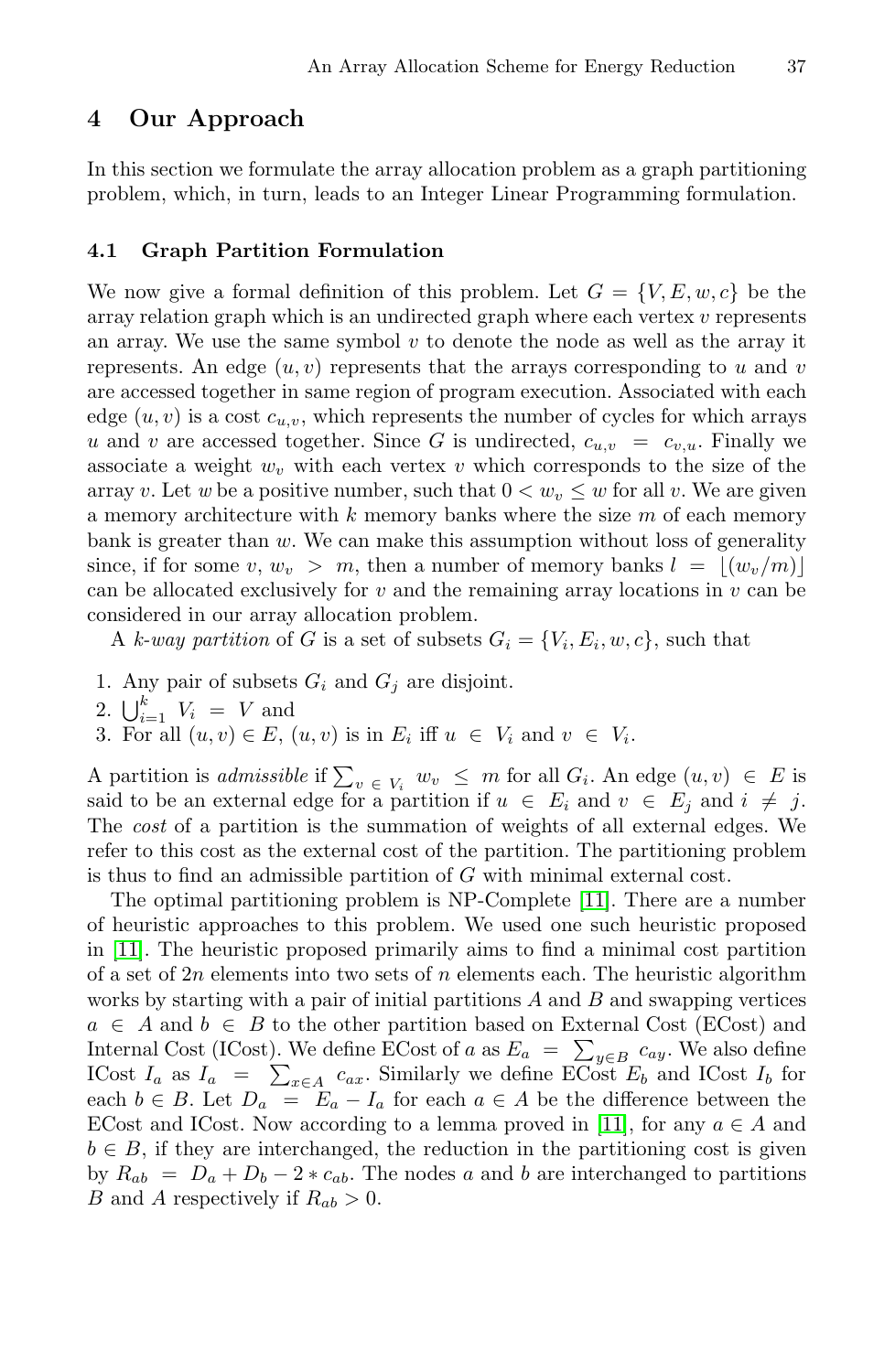## 4 Our Approach

In this section we formulate the array allocation problem as a graph partitioning problem, which, in turn, leads to an Integer Linear Programming formulation.

### 4.1 Graph Partition Formulation

We now give a formal definition of this problem. Let $G = \{V, E, w, c\}$ be the array relation graph which is an undirected graph where each vertex $v$ represents an array. We use the same symbol $v$ to denote the node as well as the array it represents. An edge $(u, v)$ represents that the arrays corresponding to $u$ and $v$ are accessed together in same region of program execution. Associated with each edge $(u, v)$ is a cost $c_{u,v}$, which represents the number of cycles for which arrays $u$ and $v$ are accessed together. Since $G$ is undirected, $c_{u,v} = c_{v,u}$. Finally we associate a weight $w_v$ with each vertex $v$ which corresponds to the size of the array $v$. Let $w$ be a positive number, such that $0 < w_v \leq w$ for all $v$. We are given a memory architecture with $k$ memory banks where the size $m$ of each memory bank is greater than $w$. We can make this assumption without loss of generality since, if for some $v$, $w_v > m$, then a number of memory banks $l = \lfloor (w_v/m) \rfloor$ can be allocated exclusively for $v$ and the remaining array locations in $v$ can be considered in our array allocation problem.

A *k-way partition* of $G$ is a set of subsets $G_i = \{V_i, E_i, w, c\}$, such that

1. Any pair of subsets $G_i$ and $G_j$ are disjoint.
2. $\bigcup_{i=1}^{k} V_i = V$ and
3. For all $(u, v) \in E$, $(u, v)$ is in $E_i$ iff $u \in V_i$ and $v \in V_i$.

A partition is *admissible* if $\sum_{v \in V_i} w_v \leq m$ for all $G_i$. An edge $(u, v) \in E$ is said to be an external edge for a partition if $u \in E_i$ and $v \in E_j$ and $i \neq j$. The *cost* of a partition is the summation of weights of all external edges. We refer to this cost as the external cost of the partition. The partitioning problem is thus to find an admissible partition of $G$ with minimal external cost.

The optimal partitioning problem is NP-Complete [11]. There are a number of heuristic approaches to this problem. We used one such heuristic proposed in [11]. The heuristic proposed primarily aims to find a minimal cost partition of a set of $2n$ elements into two sets of $n$ elements each. The heuristic algorithm works by starting with a pair of initial partitions $A$ and $B$ and swapping vertices $a \in A$ and $b \in B$ to the other partition based on External Cost (ECost) and Internal Cost (ICost). We define ECost of $a$ as $E_a = \sum_{y \in B} c_{ay}$. We also define ICost $I_a$ as $I_a = \sum_{x \in A} c_{ax}$. Similarly we define ECost $E_b$ and ICost $I_b$ for each $b \in B$. Let $D_a = E_a - I_a$ for each $a \in A$ be the difference between the ECost and ICost. Now according to a lemma proved in [11], for any $a \in A$ and $b \in B$, if they are interchanged, the reduction in the partitioning cost is given by $R_{ab} = D_a + D_b - 2 * c_{ab}$. The nodes $a$ and $b$ are interchanged to partitions $B$ and $A$ respectively if $R_{ab} > 0$.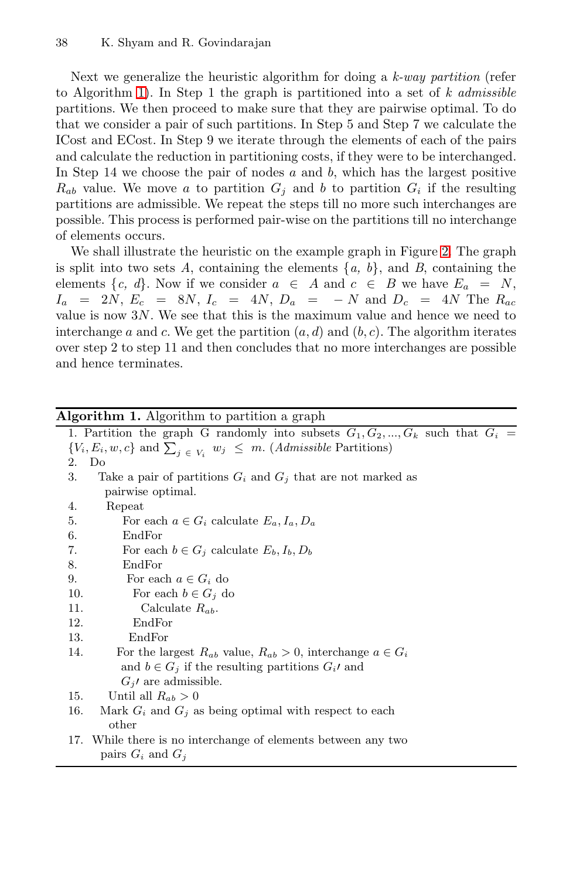Next we generalize the heuristic algorithm for doing a *k-way partition* (refer to Algorithm 1). In Step 1 the graph is partitioned into a set of $k$ *admissible* partitions. We then proceed to make sure that they are pairwise optimal. To do that we consider a pair of such partitions. In Step 5 and Step 7 we calculate the ICost and ECost. In Step 9 we iterate through the elements of each of the pairs and calculate the reduction in partitioning costs, if they were to be interchanged. In Step 14 we choose the pair of nodes $a$ and $b$, which has the largest positive $R_{ab}$ value. We move $a$ to partition $G_j$ and $b$ to partition $G_i$ if the resulting partitions are admissible. We repeat the steps till no more such interchanges are possible. This process is performed pair-wise on the partitions till no interchange of elements occurs.

We shall illustrate the heuristic on the example graph in Figure 2. The graph is split into two sets $A$, containing the elements $\{a,\ b\}$, and $B$, containing the elements $\{c,\ d\}$. Now if we consider $a \in A$ and $c \in B$ we have $E_a = N$, $I_a = 2N$, $E_c = 8N$, $I_c = 4N$, $D_a = -N$ and $D_c = 4N$ The $R_{ac}$ value is now $3N$. We see that this is the maximum value and hence we need to interchange $a$ and $c$. We get the partition $(a, d)$ and $(b, c)$. The algorithm iterates over step 2 to step 11 and then concludes that no more interchanges are possible and hence terminates.

**Algorithm 1.** Algorithm to partition a graph

1. Partition the graph G randomly into subsets $G_1, G_2, ..., G_k$ such that $G_i = \{V_i, E_i, w, c\}$ and $\sum_{j \in V_i} w_j \leq m$. (*Admissible* Partitions)
2. Do
3. Take a pair of partitions $G_i$ and $G_j$ that are not marked as pairwise optimal.
4. Repeat
5. For each $a \in G_i$ calculate $E_a, I_a, D_a$
6. EndFor
7. For each $b \in G_j$ calculate $E_b, I_b, D_b$
8. EndFor
9. For each $a \in G_i$ do
10. For each $b \in G_j$ do
11. Calculate $R_{ab}$.
12. EndFor
13. EndFor
14. For the largest $R_{ab}$ value, $R_{ab} > 0$, interchange $a \in G_i$ and $b \in G_j$ if the resulting partitions $G_{i'}$ and $G_{j'}$ are admissible.
15. Until all $R_{ab} > 0$
16. Mark $G_i$ and $G_j$ as being optimal with respect to each other
17. While there is no interchange of elements between any two pairs $G_i$ and $G_j$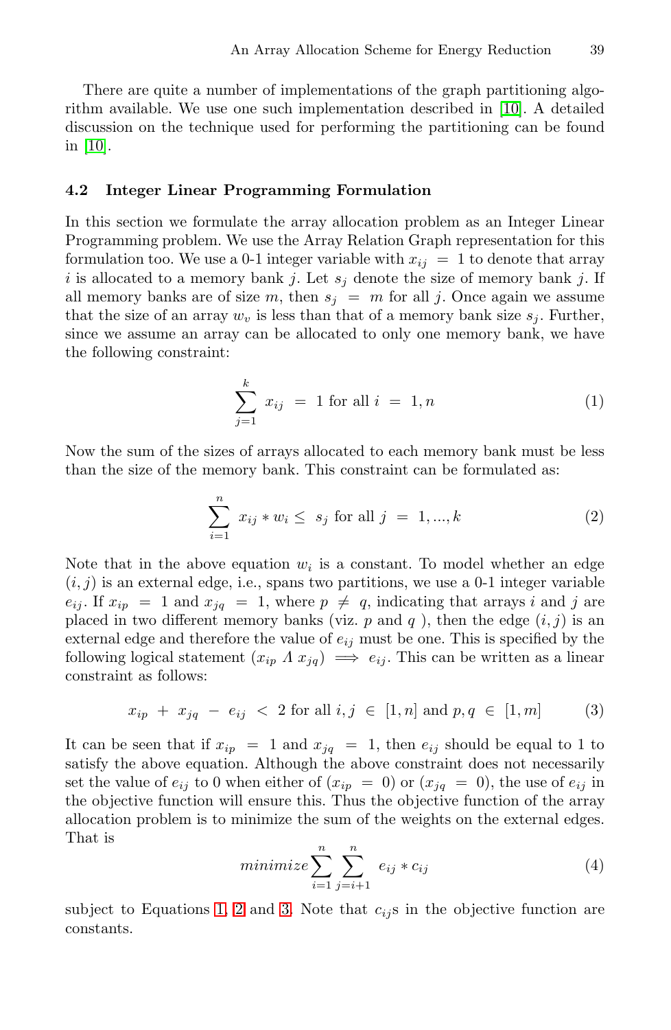There are quite a number of implementations of the graph partitioning algorithm available. We use one such implementation described in [10]. A detailed discussion on the technique used for performing the partitioning can be found in [10].

### 4.2 Integer Linear Programming Formulation

In this section we formulate the array allocation problem as an Integer Linear Programming problem. We use the Array Relation Graph representation for this formulation too. We use a 0-1 integer variable with $x_{ij} = 1$ to denote that array $i$ is allocated to a memory bank $j$. Let $s_j$ denote the size of memory bank $j$. If all memory banks are of size $m$, then $s_j = m$ for all $j$. Once again we assume that the size of an array $w_v$ is less than that of a memory bank size $s_j$. Further, since we assume an array can be allocated to only one memory bank, we have the following constraint:

$$\sum_{j=1}^{k} x_{ij} = 1 \text{ for all } i = 1, n \tag{1}$$

Now the sum of the sizes of arrays allocated to each memory bank must be less than the size of the memory bank. This constraint can be formulated as:

$$\sum_{i=1}^{n} x_{ij} * w_i \leq s_j \text{ for all } j = 1, ..., k \tag{2}$$

Note that in the above equation $w_i$ is a constant. To model whether an edge $(i, j)$ is an external edge, i.e., spans two partitions, we use a 0-1 integer variable $e_{ij}$. If $x_{ip} = 1$ and $x_{jq} = 1$, where $p \neq q$, indicating that arrays $i$ and $j$ are placed in two different memory banks (viz. $p$ and $q$ ), then the edge $(i, j)$ is an external edge and therefore the value of $e_{ij}$ must be one. This is specified by the following logical statement $(x_{ip} \Lambda x_{jq}) \implies e_{ij}$. This can be written as a linear constraint as follows:

$$x_{ip} + x_{jq} - e_{ij} < 2 \text{ for all } i, j \in [1, n] \text{ and } p, q \in [1, m] \tag{3}$$

It can be seen that if $x_{ip} = 1$ and $x_{jq} = 1$, then $e_{ij}$ should be equal to 1 to satisfy the above equation. Although the above constraint does not necessarily set the value of $e_{ij}$ to 0 when either of $(x_{ip} = 0)$ or $(x_{jq} = 0)$, the use of $e_{ij}$ in the objective function will ensure this. Thus the objective function of the array allocation problem is to minimize the sum of the weights on the external edges. That is

$$minimize \sum_{i=1}^{n} \sum_{j=i+1}^{n} e_{ij} * c_{ij} \tag{4}$$

subject to Equations 1, 2 and 3. Note that $c_{ij}$s in the objective function are constants.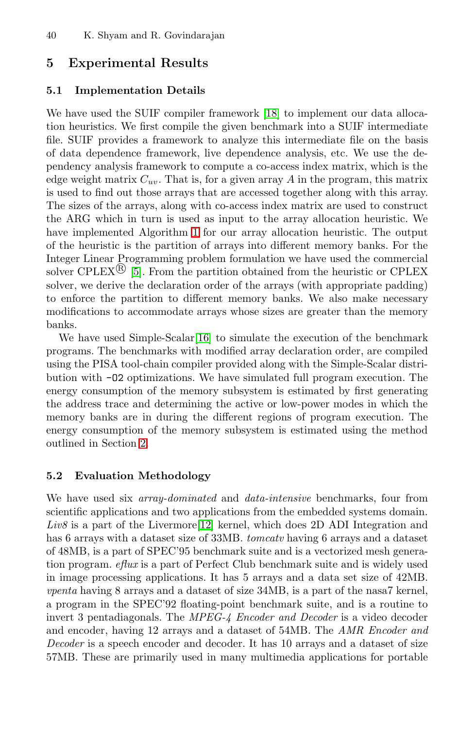## 5 Experimental Results

### 5.1 Implementation Details

We have used the SUIF compiler framework [18] to implement our data allocation heuristics. We first compile the given benchmark into a SUIF intermediate file. SUIF provides a framework to analyze this intermediate file on the basis of data dependence framework, live dependence analysis, etc. We use the dependency analysis framework to compute a co-access index matrix, which is the edge weight matrix $C_{uv}$. That is, for a given array $A$ in the program, this matrix is used to find out those arrays that are accessed together along with this array. The sizes of the arrays, along with co-access index matrix are used to construct the ARG which in turn is used as input to the array allocation heuristic. We have implemented Algorithm 1 for our array allocation heuristic. The output of the heuristic is the partition of arrays into different memory banks. For the Integer Linear Programming problem formulation we have used the commercial solver CPLEX® [5]. From the partition obtained from the heuristic or CPLEX solver, we derive the declaration order of the arrays (with appropriate padding) to enforce the partition to different memory banks. We also make necessary modifications to accommodate arrays whose sizes are greater than the memory banks.

We have used Simple-Scalar[16] to simulate the execution of the benchmark programs. The benchmarks with modified array declaration order, are compiled using the PISA tool-chain compiler provided along with the Simple-Scalar distribution with `-O2` optimizations. We have simulated full program execution. The energy consumption of the memory subsystem is estimated by first generating the address trace and determining the active or low-power modes in which the memory banks are in during the different regions of program execution. The energy consumption of the memory subsystem is estimated using the method outlined in Section 2.

### 5.2 Evaluation Methodology

We have used six *array-dominated* and *data-intensive* benchmarks, four from scientific applications and two applications from the embedded systems domain. *Liv8* is a part of the Livermore[12] kernel, which does 2D ADI Integration and has 6 arrays with a dataset size of 33MB. *tomcatv* having 6 arrays and a dataset of 48MB, is a part of SPEC'95 benchmark suite and is a vectorized mesh generation program. *eflux* is a part of Perfect Club benchmark suite and is widely used in image processing applications. It has 5 arrays and a data set size of 42MB. *vpenta* having 8 arrays and a dataset of size 34MB, is a part of the nasa7 kernel, a program in the SPEC'92 floating-point benchmark suite, and is a routine to invert 3 pentadiagonals. The *MPEG-4 Encoder and Decoder* is a video decoder and encoder, having 12 arrays and a dataset of 54MB. The *AMR Encoder and Decoder* is a speech encoder and decoder. It has 10 arrays and a dataset of size 57MB. These are primarily used in many multimedia applications for portable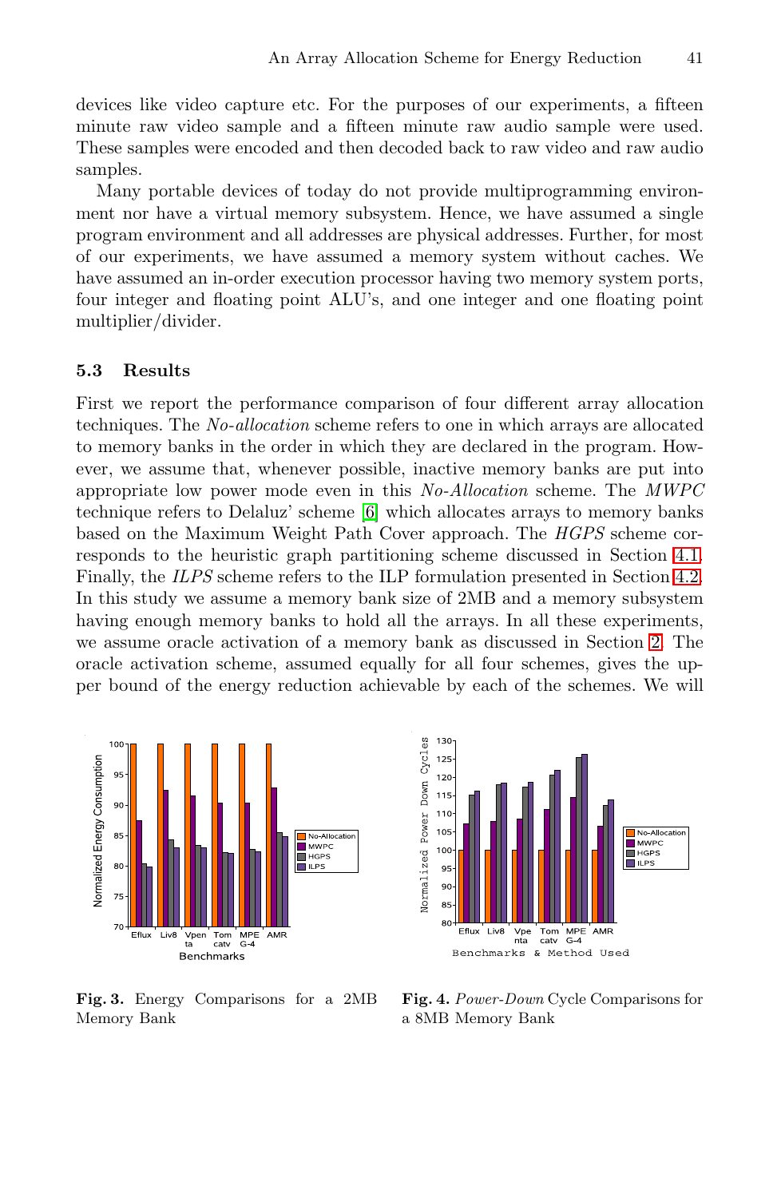devices like video capture etc. For the purposes of our experiments, a fifteen minute raw video sample and a fifteen minute raw audio sample were used. These samples were encoded and then decoded back to raw video and raw audio samples.

Many portable devices of today do not provide multiprogramming environment nor have a virtual memory subsystem. Hence, we have assumed a single program environment and all addresses are physical addresses. Further, for most of our experiments, we have assumed a memory system without caches. We have assumed an in-order execution processor having two memory system ports, four integer and floating point ALU's, and one integer and one floating point multiplier/divider.

### 5.3 Results

First we report the performance comparison of four different array allocation techniques. The *No-allocation* scheme refers to one in which arrays are allocated to memory banks in the order in which they are declared in the program. However, we assume that, whenever possible, inactive memory banks are put into appropriate low power mode even in this *No-Allocation* scheme. The *MWPC* technique refers to Delaluz' scheme [6] which allocates arrays to memory banks based on the Maximum Weight Path Cover approach. The *HGPS* scheme corresponds to the heuristic graph partitioning scheme discussed in Section 4.1. Finally, the *ILPS* scheme refers to the ILP formulation presented in Section 4.2. In this study we assume a memory bank size of 2MB and a memory subsystem having enough memory banks to hold all the arrays. In all these experiments, we assume oracle activation of a memory bank as discussed in Section 2. The oracle activation scheme, assumed equally for all four schemes, gives the upper bound of the energy reduction achievable by each of the schemes. We will

**Fig. 3.** Energy Comparisons for a 2MB Memory Bank

**Fig. 4.** *Power-Down* Cycle Comparisons for a 8MB Memory Bank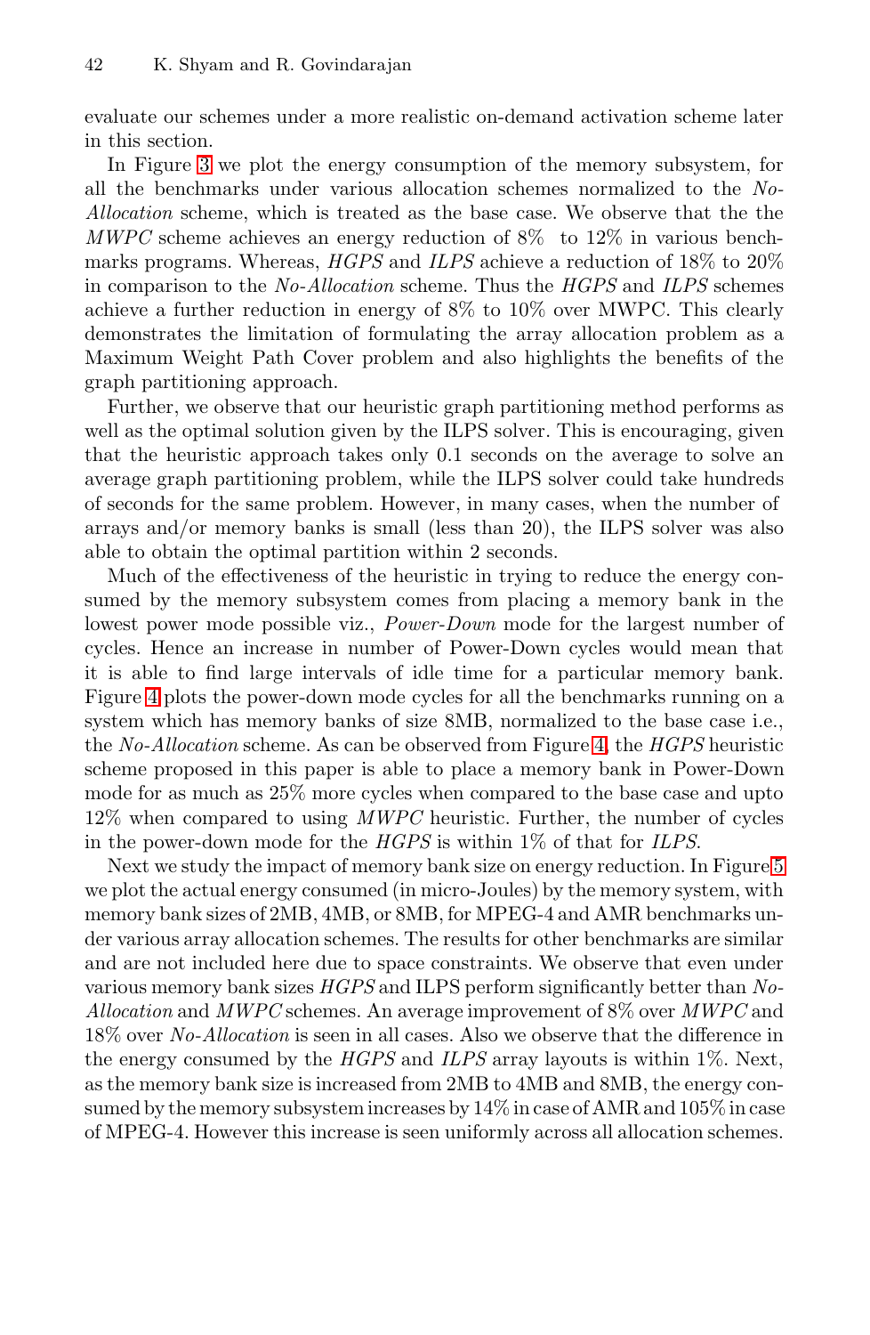evaluate our schemes under a more realistic on-demand activation scheme later in this section.

In Figure 3 we plot the energy consumption of the memory subsystem, for all the benchmarks under various allocation schemes normalized to the *No-Allocation* scheme, which is treated as the base case. We observe that the the *MWPC* scheme achieves an energy reduction of 8% to 12% in various benchmarks programs. Whereas, *HGPS* and *ILPS* achieve a reduction of 18% to 20% in comparison to the *No-Allocation* scheme. Thus the *HGPS* and *ILPS* schemes achieve a further reduction in energy of 8% to 10% over MWPC. This clearly demonstrates the limitation of formulating the array allocation problem as a Maximum Weight Path Cover problem and also highlights the benefits of the graph partitioning approach.

Further, we observe that our heuristic graph partitioning method performs as well as the optimal solution given by the ILPS solver. This is encouraging, given that the heuristic approach takes only 0.1 seconds on the average to solve an average graph partitioning problem, while the ILPS solver could take hundreds of seconds for the same problem. However, in many cases, when the number of arrays and/or memory banks is small (less than 20), the ILPS solver was also able to obtain the optimal partition within 2 seconds.

Much of the effectiveness of the heuristic in trying to reduce the energy consumed by the memory subsystem comes from placing a memory bank in the lowest power mode possible viz., *Power-Down* mode for the largest number of cycles. Hence an increase in number of Power-Down cycles would mean that it is able to find large intervals of idle time for a particular memory bank. Figure 4 plots the power-down mode cycles for all the benchmarks running on a system which has memory banks of size 8MB, normalized to the base case i.e., the *No-Allocation* scheme. As can be observed from Figure 4, the *HGPS* heuristic scheme proposed in this paper is able to place a memory bank in Power-Down mode for as much as 25% more cycles when compared to the base case and upto 12% when compared to using *MWPC* heuristic. Further, the number of cycles in the power-down mode for the *HGPS* is within 1% of that for *ILPS*.

Next we study the impact of memory bank size on energy reduction. In Figure 5 we plot the actual energy consumed (in micro-Joules) by the memory system, with memory bank sizes of 2MB, 4MB, or 8MB, for MPEG-4 and AMR benchmarks under various array allocation schemes. The results for other benchmarks are similar and are not included here due to space constraints. We observe that even under various memory bank sizes *HGPS* and ILPS perform significantly better than *No-Allocation* and *MWPC* schemes. An average improvement of 8% over *MWPC* and 18% over *No-Allocation* is seen in all cases. Also we observe that the difference in the energy consumed by the *HGPS* and *ILPS* array layouts is within 1%. Next, as the memory bank size is increased from 2MB to 4MB and 8MB, the energy consumed by the memory subsystem increases by 14% in case of AMR and 105% in case of MPEG-4. However this increase is seen uniformly across all allocation schemes.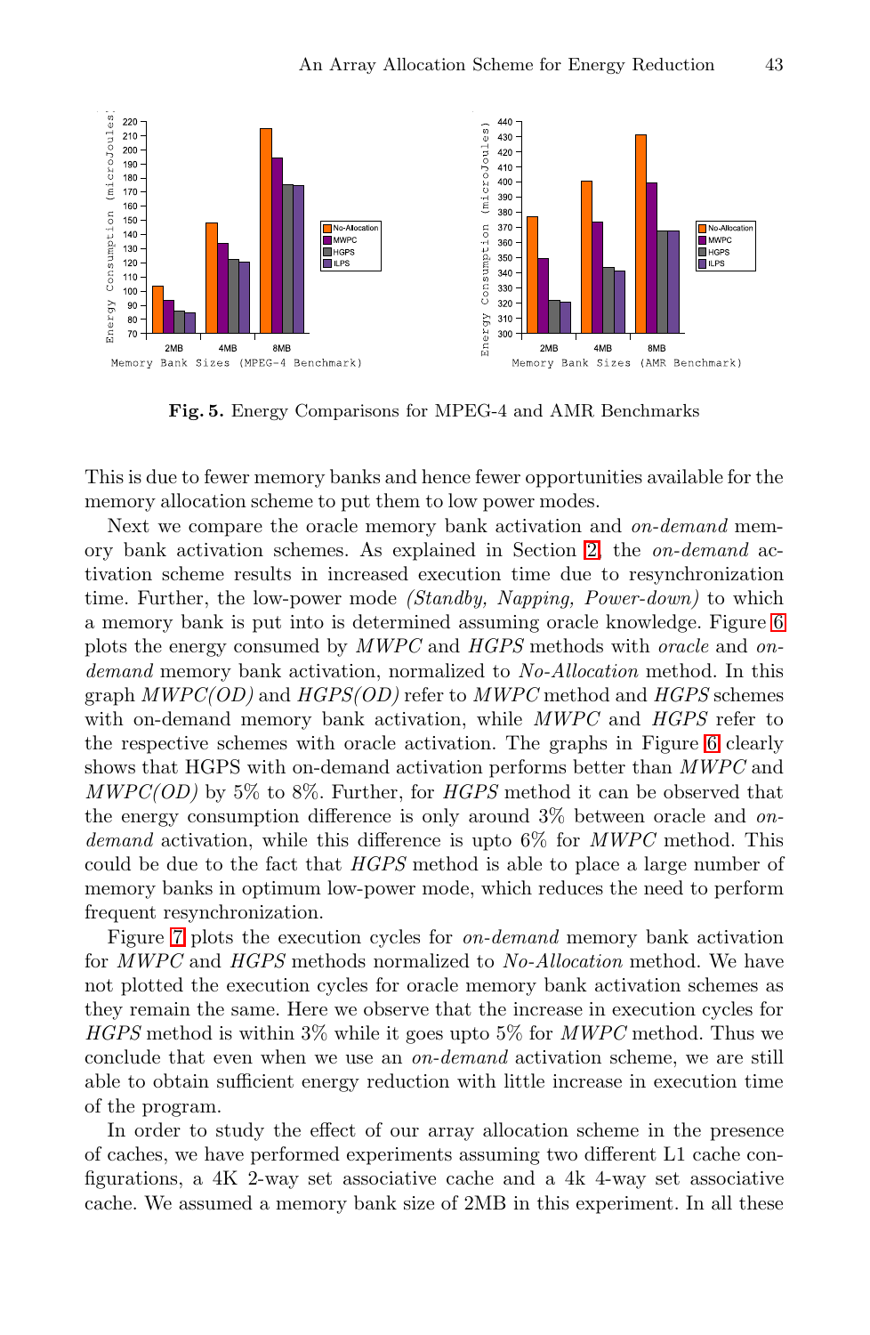**Fig. 5.** Energy Comparisons for MPEG-4 and AMR Benchmarks

This is due to fewer memory banks and hence fewer opportunities available for the memory allocation scheme to put them to low power modes.

Next we compare the oracle memory bank activation and *on-demand* memory bank activation schemes. As explained in Section 2, the *on-demand* activation scheme results in increased execution time due to resynchronization time. Further, the low-power mode *(Standby, Napping, Power-down)* to which a memory bank is put into is determined assuming oracle knowledge. Figure 6 plots the energy consumed by *MWPC* and *HGPS* methods with *oracle* and *on-demand* memory bank activation, normalized to *No-Allocation* method. In this graph *MWPC(OD)* and *HGPS(OD)* refer to *MWPC* method and *HGPS* schemes with on-demand memory bank activation, while *MWPC* and *HGPS* refer to the respective schemes with oracle activation. The graphs in Figure 6 clearly shows that HGPS with on-demand activation performs better than *MWPC* and *MWPC(OD)* by 5% to 8%. Further, for *HGPS* method it can be observed that the energy consumption difference is only around 3% between oracle and *on-demand* activation, while this difference is upto 6% for *MWPC* method. This could be due to the fact that *HGPS* method is able to place a large number of memory banks in optimum low-power mode, which reduces the need to perform frequent resynchronization.

Figure 7 plots the execution cycles for *on-demand* memory bank activation for *MWPC* and *HGPS* methods normalized to *No-Allocation* method. We have not plotted the execution cycles for oracle memory bank activation schemes as they remain the same. Here we observe that the increase in execution cycles for *HGPS* method is within 3% while it goes upto 5% for *MWPC* method. Thus we conclude that even when we use an *on-demand* activation scheme, we are still able to obtain sufficient energy reduction with little increase in execution time of the program.

In order to study the effect of our array allocation scheme in the presence of caches, we have performed experiments assuming two different L1 cache configurations, a 4K 2-way set associative cache and a 4k 4-way set associative cache. We assumed a memory bank size of 2MB in this experiment. In all these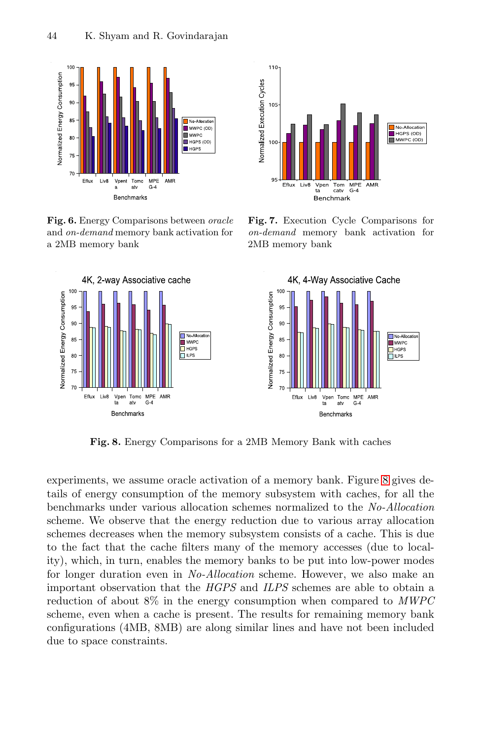**Fig. 6.** Energy Comparisons between *oracle* and *on-demand* memory bank activation for a 2MB memory bank

**Fig. 7.** Execution Cycle Comparisons for *on-demand* memory bank activation for 2MB memory bank

**Fig. 8.** Energy Comparisons for a 2MB Memory Bank with caches

experiments, we assume oracle activation of a memory bank. Figure 8 gives details of energy consumption of the memory subsystem with caches, for all the benchmarks under various allocation schemes normalized to the *No-Allocation* scheme. We observe that the energy reduction due to various array allocation schemes decreases when the memory subsystem consists of a cache. This is due to the fact that the cache filters many of the memory accesses (due to locality), which, in turn, enables the memory banks to be put into low-power modes for longer duration even in *No-Allocation* scheme. However, we also make an important observation that the *HGPS* and *ILPS* schemes are able to obtain a reduction of about 8% in the energy consumption when compared to *MWPC* scheme, even when a cache is present. The results for remaining memory bank configurations (4MB, 8MB) are along similar lines and have not been included due to space constraints.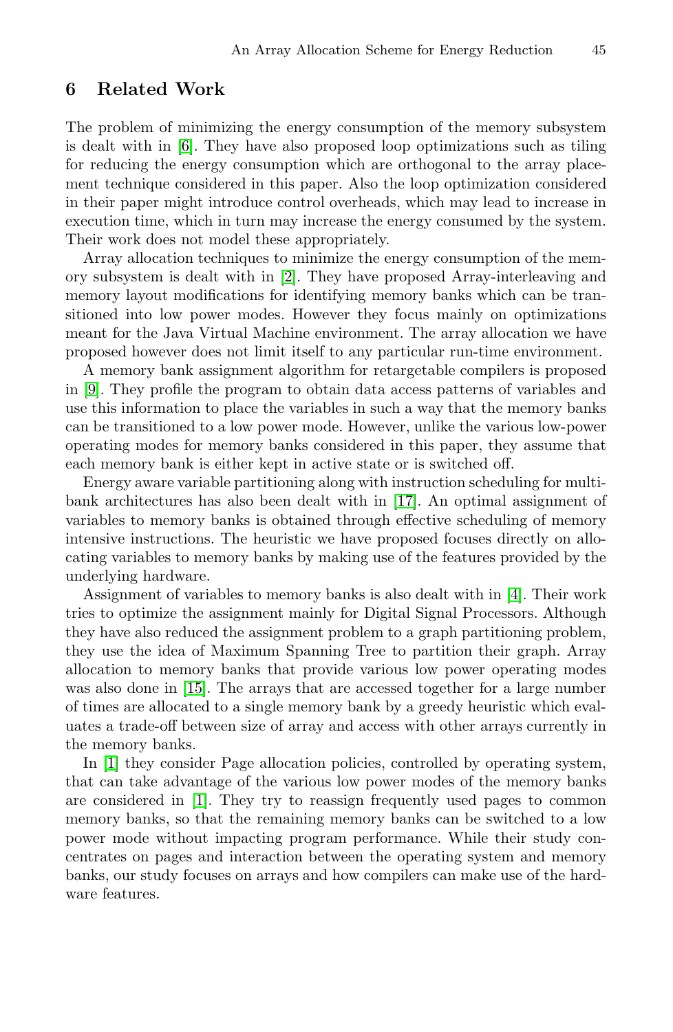## 6 Related Work

The problem of minimizing the energy consumption of the memory subsystem is dealt with in [6]. They have also proposed loop optimizations such as tiling for reducing the energy consumption which are orthogonal to the array placement technique considered in this paper. Also the loop optimization considered in their paper might introduce control overheads, which may lead to increase in execution time, which in turn may increase the energy consumed by the system. Their work does not model these appropriately.

Array allocation techniques to minimize the energy consumption of the memory subsystem is dealt with in [2]. They have proposed Array-interleaving and memory layout modifications for identifying memory banks which can be transitioned into low power modes. However they focus mainly on optimizations meant for the Java Virtual Machine environment. The array allocation we have proposed however does not limit itself to any particular run-time environment.

A memory bank assignment algorithm for retargetable compilers is proposed in [9]. They profile the program to obtain data access patterns of variables and use this information to place the variables in such a way that the memory banks can be transitioned to a low power mode. However, unlike the various low-power operating modes for memory banks considered in this paper, they assume that each memory bank is either kept in active state or is switched off.

Energy aware variable partitioning along with instruction scheduling for multi-bank architectures has also been dealt with in [17]. An optimal assignment of variables to memory banks is obtained through effective scheduling of memory intensive instructions. The heuristic we have proposed focuses directly on allocating variables to memory banks by making use of the features provided by the underlying hardware.

Assignment of variables to memory banks is also dealt with in [4]. Their work tries to optimize the assignment mainly for Digital Signal Processors. Although they have also reduced the assignment problem to a graph partitioning problem, they use the idea of Maximum Spanning Tree to partition their graph. Array allocation to memory banks that provide various low power operating modes was also done in [15]. The arrays that are accessed together for a large number of times are allocated to a single memory bank by a greedy heuristic which evaluates a trade-off between size of array and access with other arrays currently in the memory banks.

In [1] they consider Page allocation policies, controlled by operating system, that can take advantage of the various low power modes of the memory banks are considered in [1]. They try to reassign frequently used pages to common memory banks, so that the remaining memory banks can be switched to a low power mode without impacting program performance. While their study concentrates on pages and interaction between the operating system and memory banks, our study focuses on arrays and how compilers can make use of the hardware features.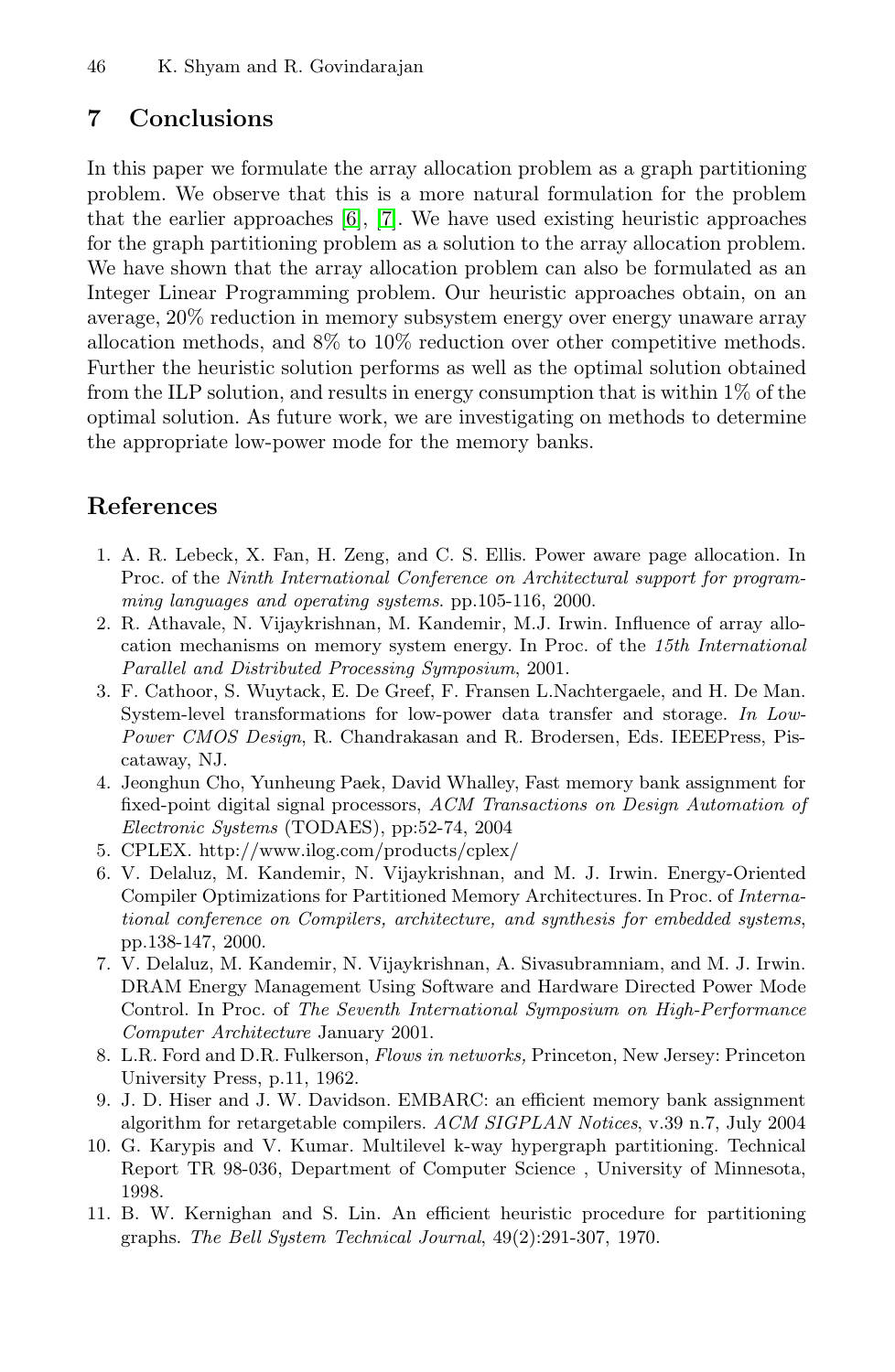## 7 Conclusions

In this paper we formulate the array allocation problem as a graph partitioning problem. We observe that this is a more natural formulation for the problem that the earlier approaches [6], [7]. We have used existing heuristic approaches for the graph partitioning problem as a solution to the array allocation problem. We have shown that the array allocation problem can also be formulated as an Integer Linear Programming problem. Our heuristic approaches obtain, on an average, 20% reduction in memory subsystem energy over energy unaware array allocation methods, and 8% to 10% reduction over other competitive methods. Further the heuristic solution performs as well as the optimal solution obtained from the ILP solution, and results in energy consumption that is within 1% of the optimal solution. As future work, we are investigating on methods to determine the appropriate low-power mode for the memory banks.

## References

1. A. R. Lebeck, X. Fan, H. Zeng, and C. S. Ellis. Power aware page allocation. In Proc. of the *Ninth International Conference on Architectural support for programming languages and operating systems*. pp.105-116, 2000.
2. R. Athavale, N. Vijaykrishnan, M. Kandemir, M.J. Irwin. Influence of array allocation mechanisms on memory system energy. In Proc. of the *15th International Parallel and Distributed Processing Symposium*, 2001.
3. F. Cathoor, S. Wuytack, E. De Greef, F. Fransen L.Nachtergaele, and H. De Man. System-level transformations for low-power data transfer and storage. *In Low-Power CMOS Design*, R. Chandrakasan and R. Brodersen, Eds. IEEEPress, Piscataway, NJ.
4. Jeonghun Cho, Yunheung Paek, David Whalley, Fast memory bank assignment for fixed-point digital signal processors, *ACM Transactions on Design Automation of Electronic Systems* (TODAES), pp:52-74, 2004
5. CPLEX. http://www.ilog.com/products/cplex/
6. V. Delaluz, M. Kandemir, N. Vijaykrishnan, and M. J. Irwin. Energy-Oriented Compiler Optimizations for Partitioned Memory Architectures. In Proc. of *International conference on Compilers, architecture, and synthesis for embedded systems*, pp.138-147, 2000.
7. V. Delaluz, M. Kandemir, N. Vijaykrishnan, A. Sivasubramniam, and M. J. Irwin. DRAM Energy Management Using Software and Hardware Directed Power Mode Control. In Proc. of *The Seventh International Symposium on High-Performance Computer Architecture* January 2001.
8. L.R. Ford and D.R. Fulkerson, *Flows in networks,* Princeton, New Jersey: Princeton University Press, p.11, 1962.
9. J. D. Hiser and J. W. Davidson. EMBARC: an efficient memory bank assignment algorithm for retargetable compilers. *ACM SIGPLAN Notices*, v.39 n.7, July 2004
10. G. Karypis and V. Kumar. Multilevel k-way hypergraph partitioning. Technical Report TR 98-036, Department of Computer Science , University of Minnesota, 1998.
11. B. W. Kernighan and S. Lin. An efficient heuristic procedure for partitioning graphs. *The Bell System Technical Journal*, 49(2):291-307, 1970.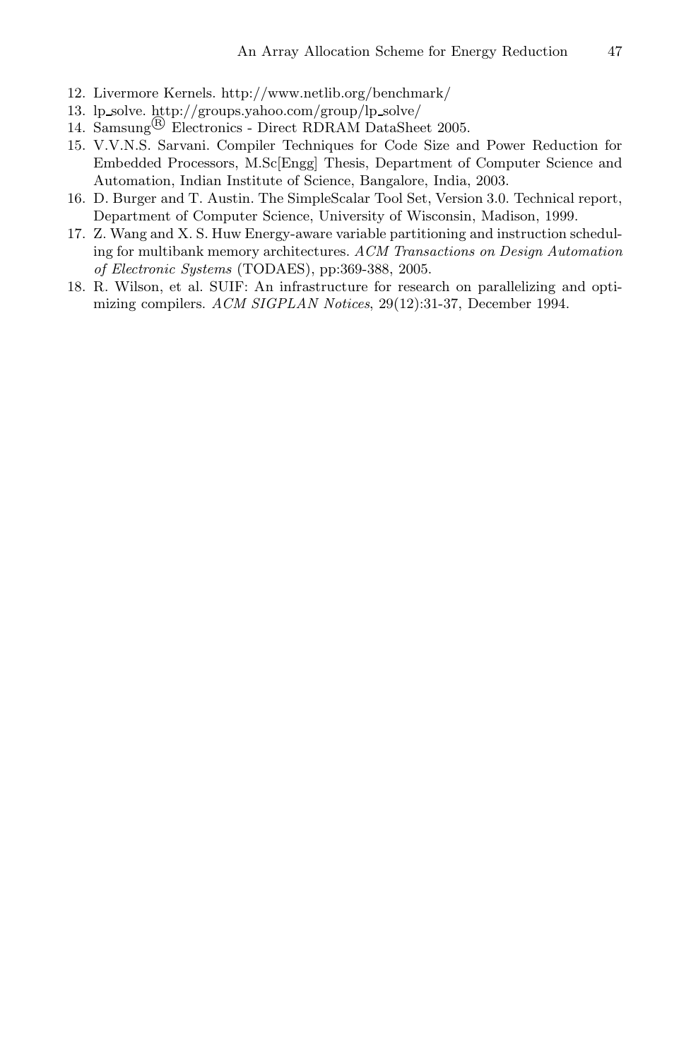12. Livermore Kernels. http://www.netlib.org/benchmark/
13. lp_solve. http://groups.yahoo.com/group/lp_solve/
14. Samsung® Electronics - Direct RDRAM DataSheet 2005.
15. V.V.N.S. Sarvani. Compiler Techniques for Code Size and Power Reduction for Embedded Processors, M.Sc[Engg] Thesis, Department of Computer Science and Automation, Indian Institute of Science, Bangalore, India, 2003.
16. D. Burger and T. Austin. The SimpleScalar Tool Set, Version 3.0. Technical report, Department of Computer Science, University of Wisconsin, Madison, 1999.
17. Z. Wang and X. S. Huw Energy-aware variable partitioning and instruction scheduling for multibank memory architectures. *ACM Transactions on Design Automation of Electronic Systems* (TODAES), pp:369-388, 2005.
18. R. Wilson, et al. SUIF: An infrastructure for research on parallelizing and optimizing compilers. *ACM SIGPLAN Notices*, 29(12):31-37, December 1994.